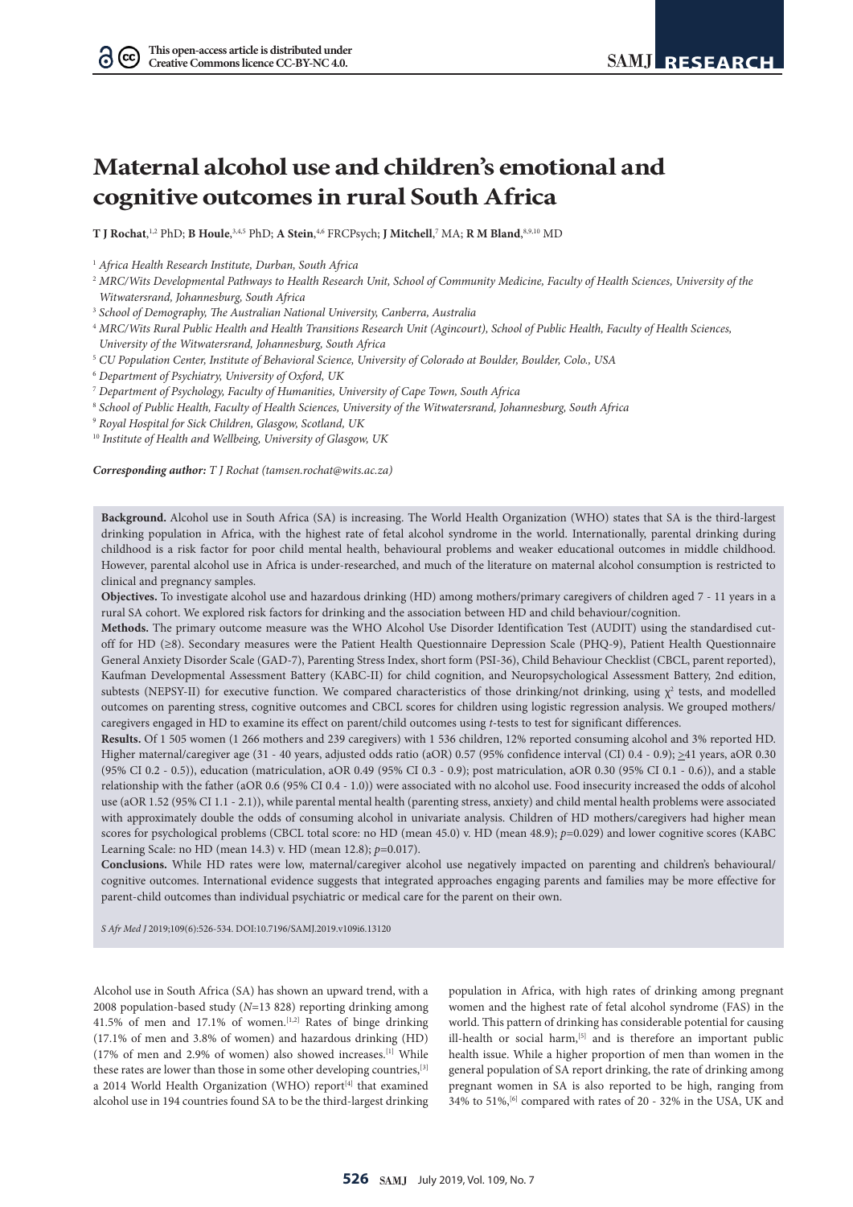# Maternal alcohol use and children's emotional and cognitive outcomes in rural South Africa

**T J Rochat**,[1,2] PhD; **B Houle**,[3,4,5] PhD; **A Stein**,[4,6] FRCPsych; **J Mitchell**,[7] MA; **R M Bland**,[8,9,10] MD

[1] *Africa Health Research Institute, Durban, South Africa*
[2] *MRC/Wits Developmental Pathways to Health Research Unit, School of Community Medicine, Faculty of Health Sciences, University of the Witwatersrand, Johannesburg, South Africa*
[3] *School of Demography, The Australian National University, Canberra, Australia*
[4] *MRC/Wits Rural Public Health and Health Transitions Research Unit (Agincourt), School of Public Health, Faculty of Health Sciences, University of the Witwatersrand, Johannesburg, South Africa*
[5] *CU Population Center, Institute of Behavioral Science, University of Colorado at Boulder, Boulder, Colo., USA*
[6] *Department of Psychiatry, University of Oxford, UK*
[7] *Department of Psychology, Faculty of Humanities, University of Cape Town, South Africa*
[8] *School of Public Health, Faculty of Health Sciences, University of the Witwatersrand, Johannesburg, South Africa*
[9] *Royal Hospital for Sick Children, Glasgow, Scotland, UK*
[10] *Institute of Health and Wellbeing, University of Glasgow, UK*

***Corresponding author:** T J Rochat (tamsen.rochat@wits.ac.za)*

**Background.** Alcohol use in South Africa (SA) is increasing. The World Health Organization (WHO) states that SA is the third-largest drinking population in Africa, with the highest rate of fetal alcohol syndrome in the world. Internationally, parental drinking during childhood is a risk factor for poor child mental health, behavioural problems and weaker educational outcomes in middle childhood. However, parental alcohol use in Africa is under-researched, and much of the literature on maternal alcohol consumption is restricted to clinical and pregnancy samples.

**Objectives.** To investigate alcohol use and hazardous drinking (HD) among mothers/primary caregivers of children aged 7 - 11 years in a rural SA cohort. We explored risk factors for drinking and the association between HD and child behaviour/cognition.

**Methods.** The primary outcome measure was the WHO Alcohol Use Disorder Identification Test (AUDIT) using the standardised cut-off for HD (≥8). Secondary measures were the Patient Health Questionnaire Depression Scale (PHQ-9), Patient Health Questionnaire General Anxiety Disorder Scale (GAD-7), Parenting Stress Index, short form (PSI-36), Child Behaviour Checklist (CBCL, parent reported), Kaufman Developmental Assessment Battery (KABC-II) for child cognition, and Neuropsychological Assessment Battery, 2nd edition, subtests (NEPSY-II) for executive function. We compared characteristics of those drinking/not drinking, using $\chi^2$ tests, and modelled outcomes on parenting stress, cognitive outcomes and CBCL scores for children using logistic regression analysis. We grouped mothers/caregivers engaged in HD to examine its effect on parent/child outcomes using *t*-tests to test for significant differences.

**Results.** Of 1 505 women (1 266 mothers and 239 caregivers) with 1 536 children, 12% reported consuming alcohol and 3% reported HD. Higher maternal/caregiver age (31 - 40 years, adjusted odds ratio (aOR) 0.57 (95% confidence interval (CI) 0.4 - 0.9); ≥41 years, aOR 0.30 (95% CI 0.2 - 0.5)), education (matriculation, aOR 0.49 (95% CI 0.3 - 0.9); post matriculation, aOR 0.30 (95% CI 0.1 - 0.6)), and a stable relationship with the father (aOR 0.6 (95% CI 0.4 - 1.0)) were associated with no alcohol use. Food insecurity increased the odds of alcohol use (aOR 1.52 (95% CI 1.1 - 2.1)), while parental mental health (parenting stress, anxiety) and child mental health problems were associated with approximately double the odds of consuming alcohol in univariate analysis. Children of HD mothers/caregivers had higher mean scores for psychological problems (CBCL total score: no HD (mean 45.0) v. HD (mean 48.9); *p*=0.029) and lower cognitive scores (KABC Learning Scale: no HD (mean 14.3) v. HD (mean 12.8); *p*=0.017).

**Conclusions.** While HD rates were low, maternal/caregiver alcohol use negatively impacted on parenting and children's behavioural/cognitive outcomes. International evidence suggests that integrated approaches engaging parents and families may be more effective for parent-child outcomes than individual psychiatric or medical care for the parent on their own.

*S Afr Med J* 2019;109(6):526-534. DOI:10.7196/SAMJ.2019.v109i6.13120

Alcohol use in South Africa (SA) has shown an upward trend, with a 2008 population-based study (*N*=13 828) reporting drinking among 41.5% of men and 17.1% of women.[1,2] Rates of binge drinking (17.1% of men and 3.8% of women) and hazardous drinking (HD) (17% of men and 2.9% of women) also showed increases.[1] While these rates are lower than those in some other developing countries,[3] a 2014 World Health Organization (WHO) report[4] that examined alcohol use in 194 countries found SA to be the third-largest drinking population in Africa, with high rates of drinking among pregnant women and the highest rate of fetal alcohol syndrome (FAS) in the world. This pattern of drinking has considerable potential for causing ill-health or social harm,[5] and is therefore an important public health issue. While a higher proportion of men than women in the general population of SA report drinking, the rate of drinking among pregnant women in SA is also reported to be high, ranging from 34% to 51%,[6] compared with rates of 20 - 32% in the USA, UK and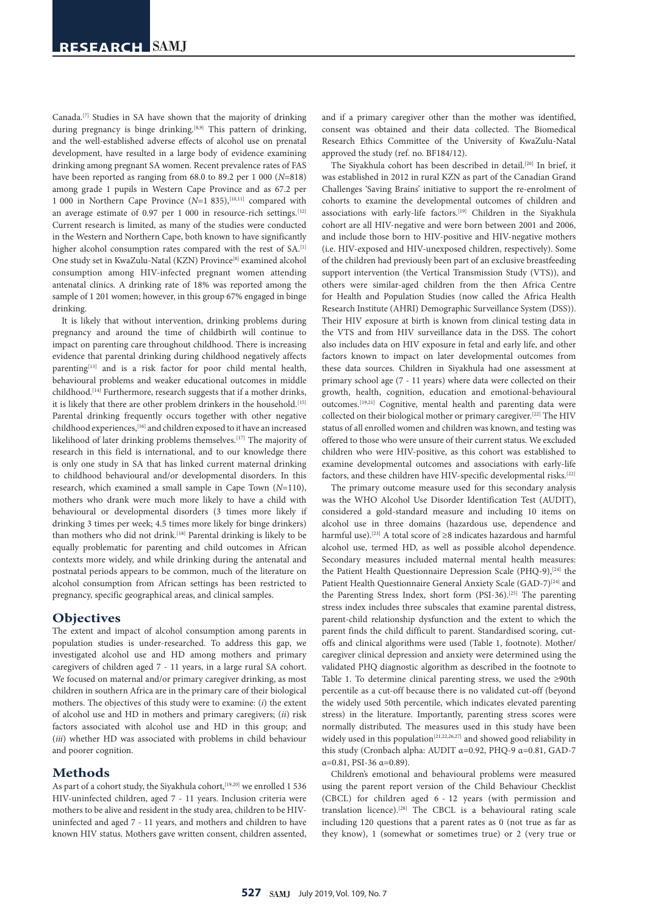Canada.[7] Studies in SA have shown that the majority of drinking during pregnancy is binge drinking.[8,9] This pattern of drinking, and the well-established adverse effects of alcohol use on prenatal development, have resulted in a large body of evidence examining drinking among pregnant SA women. Recent prevalence rates of FAS have been reported as ranging from 68.0 to 89.2 per 1 000 (*N*=818) among grade 1 pupils in Western Cape Province and as 67.2 per 1 000 in Northern Cape Province (*N*=1 835),[10,11] compared with an average estimate of 0.97 per 1 000 in resource-rich settings.[12] Current research is limited, as many of the studies were conducted in the Western and Northern Cape, both known to have significantly higher alcohol consumption rates compared with the rest of SA.[1] One study set in KwaZulu-Natal (KZN) Province[8] examined alcohol consumption among HIV-infected pregnant women attending antenatal clinics. A drinking rate of 18% was reported among the sample of 1 201 women; however, in this group 67% engaged in binge drinking.

It is likely that without intervention, drinking problems during pregnancy and around the time of childbirth will continue to impact on parenting care throughout childhood. There is increasing evidence that parental drinking during childhood negatively affects parenting[13] and is a risk factor for poor child mental health, behavioural problems and weaker educational outcomes in middle childhood.[14] Furthermore, research suggests that if a mother drinks, it is likely that there are other problem drinkers in the household.[15] Parental drinking frequently occurs together with other negative childhood experiences,[16] and children exposed to it have an increased likelihood of later drinking problems themselves.[17] The majority of research in this field is international, and to our knowledge there is only one study in SA that has linked current maternal drinking to childhood behavioural and/or developmental disorders. In this research, which examined a small sample in Cape Town (*N*=110), mothers who drank were much more likely to have a child with behavioural or developmental disorders (3 times more likely if drinking 3 times per week; 4.5 times more likely for binge drinkers) than mothers who did not drink.[18] Parental drinking is likely to be equally problematic for parenting and child outcomes in African contexts more widely, and while drinking during the antenatal and postnatal periods appears to be common, much of the literature on alcohol consumption from African settings has been restricted to pregnancy, specific geographical areas, and clinical samples.

## Objectives

The extent and impact of alcohol consumption among parents in population studies is under-researched. To address this gap, we investigated alcohol use and HD among mothers and primary caregivers of children aged 7 - 11 years, in a large rural SA cohort. We focused on maternal and/or primary caregiver drinking, as most children in southern Africa are in the primary care of their biological mothers. The objectives of this study were to examine: (*i*) the extent of alcohol use and HD in mothers and primary caregivers; (*ii*) risk factors associated with alcohol use and HD in this group; and (*iii*) whether HD was associated with problems in child behaviour and poorer cognition.

## Methods

As part of a cohort study, the Siyakhula cohort,[19,20] we enrolled 1 536 HIV-uninfected children, aged 7 - 11 years. Inclusion criteria were mothers to be alive and resident in the study area, children to be HIV-uninfected and aged 7 - 11 years, and mothers and children to have known HIV status. Mothers gave written consent, children assented, and if a primary caregiver other than the mother was identified, consent was obtained and their data collected. The Biomedical Research Ethics Committee of the University of KwaZulu-Natal approved the study (ref. no. BF184/12).

The Siyakhula cohort has been described in detail.[20] In brief, it was established in 2012 in rural KZN as part of the Canadian Grand Challenges 'Saving Brains' initiative to support the re-enrolment of cohorts to examine the developmental outcomes of children and associations with early-life factors.[19] Children in the Siyakhula cohort are all HIV-negative and were born between 2001 and 2006, and include those born to HIV-positive and HIV-negative mothers (i.e. HIV-exposed and HIV-unexposed children, respectively). Some of the children had previously been part of an exclusive breastfeeding support intervention (the Vertical Transmission Study (VTS)), and others were similar-aged children from the then Africa Centre for Health and Population Studies (now called the Africa Health Research Institute (AHRI) Demographic Surveillance System (DSS)). Their HIV exposure at birth is known from clinical testing data in the VTS and from HIV surveillance data in the DSS. The cohort also includes data on HIV exposure in fetal and early life, and other factors known to impact on later developmental outcomes from these data sources. Children in Siyakhula had one assessment at primary school age (7 - 11 years) where data were collected on their growth, health, cognition, education and emotional-behavioural outcomes.[19,21] Cognitive, mental health and parenting data were collected on their biological mother or primary caregiver.[22] The HIV status of all enrolled women and children was known, and testing was offered to those who were unsure of their current status. We excluded children who were HIV-positive, as this cohort was established to examine developmental outcomes and associations with early-life factors, and these children have HIV-specific developmental risks.[22]

The primary outcome measure used for this secondary analysis was the WHO Alcohol Use Disorder Identification Test (AUDIT), considered a gold-standard measure and including 10 items on alcohol use in three domains (hazardous use, dependence and harmful use).[23] A total score of ≥8 indicates hazardous and harmful alcohol use, termed HD, as well as possible alcohol dependence. Secondary measures included maternal mental health measures: the Patient Health Questionnaire Depression Scale (PHQ-9),[24] the Patient Health Questionnaire General Anxiety Scale (GAD-7)[24] and the Parenting Stress Index, short form (PSI-36).[25] The parenting stress index includes three subscales that examine parental distress, parent-child relationship dysfunction and the extent to which the parent finds the child difficult to parent. Standardised scoring, cut-offs and clinical algorithms were used (Table 1, footnote). Mother/caregiver clinical depression and anxiety were determined using the validated PHQ diagnostic algorithm as described in the footnote to Table 1. To determine clinical parenting stress, we used the ≥90th percentile as a cut-off because there is no validated cut-off (beyond the widely used 50th percentile, which indicates elevated parenting stress) in the literature. Importantly, parenting stress scores were normally distributed. The measures used in this study have been widely used in this population[21,22,26,27] and showed good reliability in this study (Cronbach alpha: AUDIT α=0.92, PHQ-9 α=0.81, GAD-7 α=0.81, PSI-36 α=0.89).

Children's emotional and behavioural problems were measured using the parent report version of the Child Behaviour Checklist (CBCL) for children aged 6 - 12 years (with permission and translation licence).[28] The CBCL is a behavioural rating scale including 120 questions that a parent rates as 0 (not true as far as they know), 1 (somewhat or sometimes true) or 2 (very true or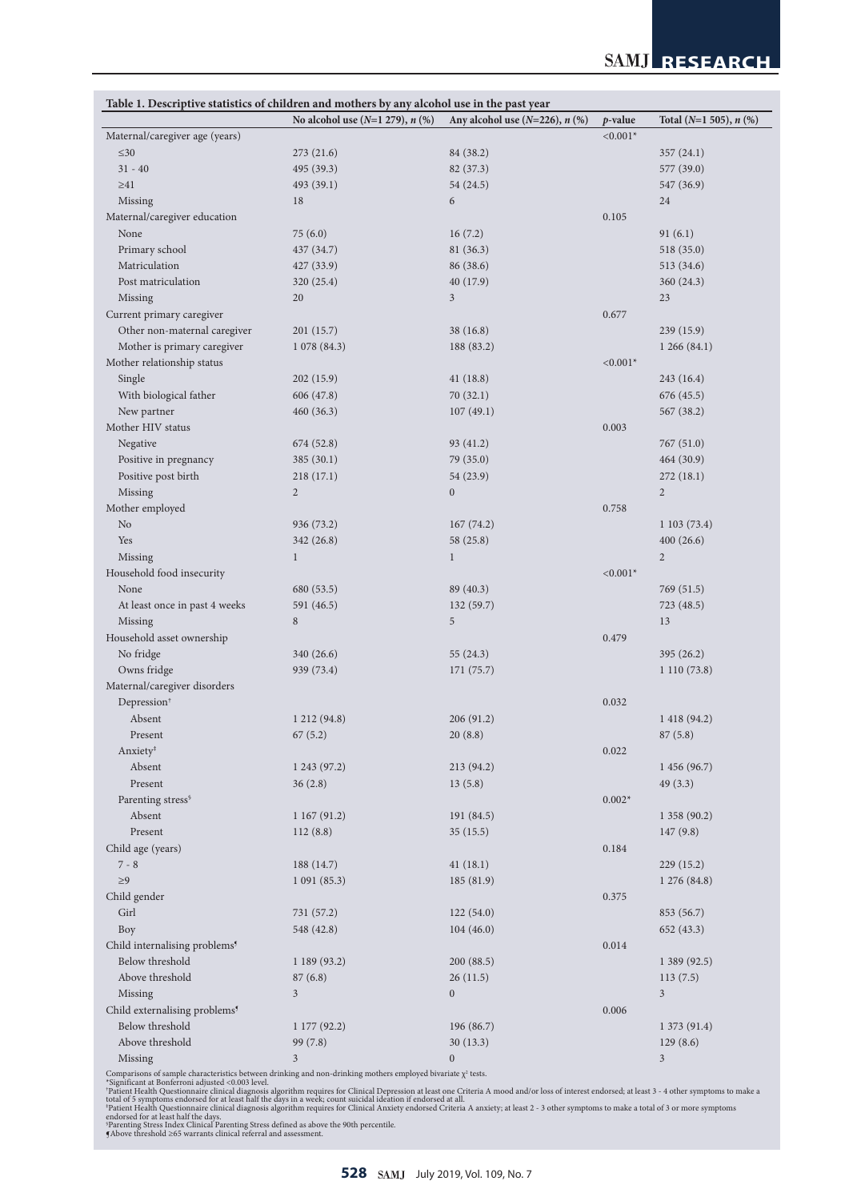**Table 1. Descriptive statistics of children and mothers by any alcohol use in the past year**

| | No alcohol use (*N*=1 279), *n* (%) | Any alcohol use (*N*=226), *n* (%) | *p*-value | Total (*N*=1 505), *n* (%) |
|---|---|---|---|---|
| Maternal/caregiver age (years) | | | <0.001* | |
| ≤30 | 273 (21.6) | 84 (38.2) | | 357 (24.1) |
| 31 - 40 | 495 (39.3) | 82 (37.3) | | 577 (39.0) |
| ≥41 | 493 (39.1) | 54 (24.5) | | 547 (36.9) |
| Missing | 18 | 6 | | 24 |
| Maternal/caregiver education | | | 0.105 | |
| None | 75 (6.0) | 16 (7.2) | | 91 (6.1) |
| Primary school | 437 (34.7) | 81 (36.3) | | 518 (35.0) |
| Matriculation | 427 (33.9) | 86 (38.6) | | 513 (34.6) |
| Post matriculation | 320 (25.4) | 40 (17.9) | | 360 (24.3) |
| Missing | 20 | 3 | | 23 |
| Current primary caregiver | | | 0.677 | |
| Other non-maternal caregiver | 201 (15.7) | 38 (16.8) | | 239 (15.9) |
| Mother is primary caregiver | 1 078 (84.3) | 188 (83.2) | | 1 266 (84.1) |
| Mother relationship status | | | <0.001* | |
| Single | 202 (15.9) | 41 (18.8) | | 243 (16.4) |
| With biological father | 606 (47.8) | 70 (32.1) | | 676 (45.5) |
| New partner | 460 (36.3) | 107 (49.1) | | 567 (38.2) |
| Mother HIV status | | | 0.003 | |
| Negative | 674 (52.8) | 93 (41.2) | | 767 (51.0) |
| Positive in pregnancy | 385 (30.1) | 79 (35.0) | | 464 (30.9) |
| Positive post birth | 218 (17.1) | 54 (23.9) | | 272 (18.1) |
| Missing | 2 | 0 | | 2 |
| Mother employed | | | 0.758 | |
| No | 936 (73.2) | 167 (74.2) | | 1 103 (73.4) |
| Yes | 342 (26.8) | 58 (25.8) | | 400 (26.6) |
| Missing | 1 | 1 | | 2 |
| Household food insecurity | | | <0.001* | |
| None | 680 (53.5) | 89 (40.3) | | 769 (51.5) |
| At least once in past 4 weeks | 591 (46.5) | 132 (59.7) | | 723 (48.5) |
| Missing | 8 | 5 | | 13 |
| Household asset ownership | | | 0.479 | |
| No fridge | 340 (26.6) | 55 (24.3) | | 395 (26.2) |
| Owns fridge | 939 (73.4) | 171 (75.7) | | 1 110 (73.8) |
| Maternal/caregiver disorders | | | | |
| Depression[†] | | | 0.032 | |
| Absent | 1 212 (94.8) | 206 (91.2) | | 1 418 (94.2) |
| Present | 67 (5.2) | 20 (8.8) | | 87 (5.8) |
| Anxiety[‡] | | | 0.022 | |
| Absent | 1 243 (97.2) | 213 (94.2) | | 1 456 (96.7) |
| Present | 36 (2.8) | 13 (5.8) | | 49 (3.3) |
| Parenting stress[§] | | | 0.002* | |
| Absent | 1 167 (91.2) | 191 (84.5) | | 1 358 (90.2) |
| Present | 112 (8.8) | 35 (15.5) | | 147 (9.8) |
| Child age (years) | | | 0.184 | |
| 7 - 8 | 188 (14.7) | 41 (18.1) | | 229 (15.2) |
| ≥9 | 1 091 (85.3) | 185 (81.9) | | 1 276 (84.8) |
| Child gender | | | 0.375 | |
| Girl | 731 (57.2) | 122 (54.0) | | 853 (56.7) |
| Boy | 548 (42.8) | 104 (46.0) | | 652 (43.3) |
| Child internalising problems[¶] | | | 0.014 | |
| Below threshold | 1 189 (93.2) | 200 (88.5) | | 1 389 (92.5) |
| Above threshold | 87 (6.8) | 26 (11.5) | | 113 (7.5) |
| Missing | 3 | 0 | | 3 |
| Child externalising problems[¶] | | | 0.006 | |
| Below threshold | 1 177 (92.2) | 196 (86.7) | | 1 373 (91.4) |
| Above threshold | 99 (7.8) | 30 (13.3) | | 129 (8.6) |
| Missing | 3 | 0 | | 3 |

Comparisons of sample characteristics between drinking and non-drinking mothers employed bivariate $\chi^2$ tests.
*Significant at Bonferroni adjusted <0.003 level.
[†]Patient Health Questionnaire clinical diagnosis algorithm requires for Clinical Depression at least one Criteria A mood and/or loss of interest endorsed; at least 3 - 4 other symptoms to make a total of 5 symptoms endorsed for at least half the days in a week; count suicidal ideation if endorsed at all.
[‡]Patient Health Questionnaire clinical diagnosis algorithm requires for Clinical Anxiety endorsed Criteria A anxiety; at least 2 - 3 other symptoms to make a total of 3 or more symptoms endorsed for at least half the days.
[§]Parenting Stress Index Clinical Parenting Stress defined as above the 90th percentile.
[¶]Above threshold ≥65 warrants clinical referral and assessment.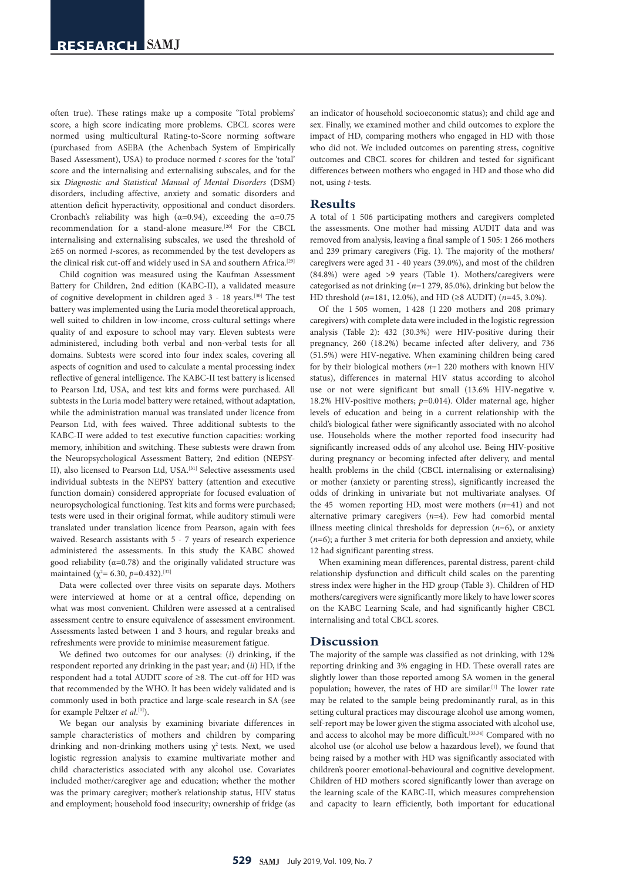often true). These ratings make up a composite 'Total problems' score, a high score indicating more problems. CBCL scores were normed using multicultural Rating-to-Score norming software (purchased from ASEBA (the Achenbach System of Empirically Based Assessment), USA) to produce normed *t*-scores for the 'total' score and the internalising and externalising subscales, and for the six *Diagnostic and Statistical Manual of Mental Disorders* (DSM) disorders, including affective, anxiety and somatic disorders and attention deficit hyperactivity, oppositional and conduct disorders. Cronbach's reliability was high (α=0.94), exceeding the α=0.75 recommendation for a stand-alone measure.[20] For the CBCL internalising and externalising subscales, we used the threshold of ≥65 on normed *t*-scores, as recommended by the test developers as the clinical risk cut-off and widely used in SA and southern Africa.[29]

Child cognition was measured using the Kaufman Assessment Battery for Children, 2nd edition (KABC-II), a validated measure of cognitive development in children aged 3 - 18 years.[30] The test battery was implemented using the Luria model theoretical approach, well suited to children in low-income, cross-cultural settings where quality of and exposure to school may vary. Eleven subtests were administered, including both verbal and non-verbal tests for all domains. Subtests were scored into four index scales, covering all aspects of cognition and used to calculate a mental processing index reflective of general intelligence. The KABC-II test battery is licensed to Pearson Ltd, USA, and test kits and forms were purchased. All subtests in the Luria model battery were retained, without adaptation, while the administration manual was translated under licence from Pearson Ltd, with fees waived. Three additional subtests to the KABC-II were added to test executive function capacities: working memory, inhibition and switching. These subtests were drawn from the Neuropsychological Assessment Battery, 2nd edition (NEPSY-II), also licensed to Pearson Ltd, USA.[31] Selective assessments used individual subtests in the NEPSY battery (attention and executive function domain) considered appropriate for focused evaluation of neuropsychological functioning. Test kits and forms were purchased; tests were used in their original format, while auditory stimuli were translated under translation licence from Pearson, again with fees waived. Research assistants with 5 - 7 years of research experience administered the assessments. In this study the KABC showed good reliability (α=0.78) and the originally validated structure was maintained ($\chi^2$= 6.30, *p*=0.432).[32]

Data were collected over three visits on separate days. Mothers were interviewed at home or at a central office, depending on what was most convenient. Children were assessed at a centralised assessment centre to ensure equivalence of assessment environment. Assessments lasted between 1 and 3 hours, and regular breaks and refreshments were provide to minimise measurement fatigue.

We defined two outcomes for our analyses: (*i*) drinking, if the respondent reported any drinking in the past year; and (*ii*) HD, if the respondent had a total AUDIT score of ≥8. The cut-off for HD was that recommended by the WHO. It has been widely validated and is commonly used in both practice and large-scale research in SA (see for example Peltzer *et al*.[1]).

We began our analysis by examining bivariate differences in sample characteristics of mothers and children by comparing drinking and non-drinking mothers using $\chi^2$ tests. Next, we used logistic regression analysis to examine multivariate mother and child characteristics associated with any alcohol use. Covariates included mother/caregiver age and education; whether the mother was the primary caregiver; mother's relationship status, HIV status and employment; household food insecurity; ownership of fridge (as an indicator of household socioeconomic status); and child age and sex. Finally, we examined mother and child outcomes to explore the impact of HD, comparing mothers who engaged in HD with those who did not. We included outcomes on parenting stress, cognitive outcomes and CBCL scores for children and tested for significant differences between mothers who engaged in HD and those who did not, using *t*-tests.

## Results

A total of 1 506 participating mothers and caregivers completed the assessments. One mother had missing AUDIT data and was removed from analysis, leaving a final sample of 1 505: 1 266 mothers and 239 primary caregivers (Fig. 1). The majority of the mothers/caregivers were aged 31 - 40 years (39.0%), and most of the children (84.8%) were aged >9 years (Table 1). Mothers/caregivers were categorised as not drinking (*n*=1 279, 85.0%), drinking but below the HD threshold (*n*=181, 12.0%), and HD (≥8 AUDIT) (*n*=45, 3.0%).

Of the 1 505 women, 1 428 (1 220 mothers and 208 primary caregivers) with complete data were included in the logistic regression analysis (Table 2): 432 (30.3%) were HIV-positive during their pregnancy, 260 (18.2%) became infected after delivery, and 736 (51.5%) were HIV-negative. When examining children being cared for by their biological mothers (*n*=1 220 mothers with known HIV status), differences in maternal HIV status according to alcohol use or not were significant but small (13.6% HIV-negative v. 18.2% HIV-positive mothers; *p*=0.014). Older maternal age, higher levels of education and being in a current relationship with the child's biological father were significantly associated with no alcohol use. Households where the mother reported food insecurity had significantly increased odds of any alcohol use. Being HIV-positive during pregnancy or becoming infected after delivery, and mental health problems in the child (CBCL internalising or externalising) or mother (anxiety or parenting stress), significantly increased the odds of drinking in univariate but not multivariate analyses. Of the 45 women reporting HD, most were mothers (*n*=41) and not alternative primary caregivers (*n*=4). Few had comorbid mental illness meeting clinical thresholds for depression (*n*=6), or anxiety (*n*=6); a further 3 met criteria for both depression and anxiety, while 12 had significant parenting stress.

When examining mean differences, parental distress, parent-child relationship dysfunction and difficult child scales on the parenting stress index were higher in the HD group (Table 3). Children of HD mothers/caregivers were significantly more likely to have lower scores on the KABC Learning Scale, and had significantly higher CBCL internalising and total CBCL scores.

## Discussion

The majority of the sample was classified as not drinking, with 12% reporting drinking and 3% engaging in HD. These overall rates are slightly lower than those reported among SA women in the general population; however, the rates of HD are similar.[1] The lower rate may be related to the sample being predominantly rural, as in this setting cultural practices may discourage alcohol use among women, self-report may be lower given the stigma associated with alcohol use, and access to alcohol may be more difficult.[33,34] Compared with no alcohol use (or alcohol use below a hazardous level), we found that being raised by a mother with HD was significantly associated with children's poorer emotional-behavioural and cognitive development. Children of HD mothers scored significantly lower than average on the learning scale of the KABC-II, which measures comprehension and capacity to learn efficiently, both important for educational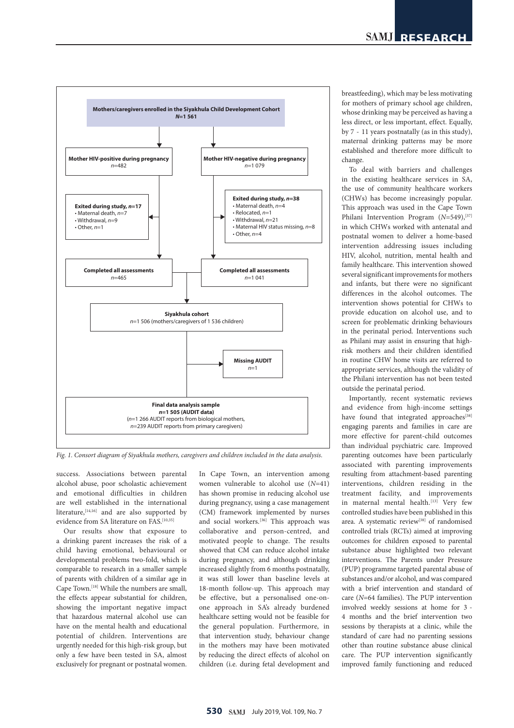Mothers/caregivers enrolled in the Siyakhula Child Development Cohort
*N*=1 561

Mother HIV-positive during pregnancy
*n*=482

Mother HIV-negative during pregnancy
*n*=1 079

**Exited during study, *n*=17**
- Maternal death, *n*=7
- Withdrawal, *n*=9
- Other, *n*=1

**Exited during study, *n*=38**
- Maternal death, *n*=4
- Relocated, *n*=1
- Withdrawal, *n*=21
- Maternal HIV status missing, *n*=8
- Other, *n*=4

**Completed all assessments**
*n*=465

**Completed all assessments**
*n*=1 041

**Siyakhula cohort**
*n*=1 506 (mothers/caregivers of 1 536 children)

**Missing AUDIT**
*n*=1

**Final data analysis sample**
***n*=1 505 (AUDIT data)**
(*n*=1 266 AUDIT reports from biological mothers, *n*=239 AUDIT reports from primary caregivers)

*Fig. 1. Consort diagram of Siyakhula mothers, caregivers and children included in the data analysis.*

success. Associations between parental alcohol abuse, poor scholastic achievement and emotional difficulties in children are well established in the international literature,[14,16] and are also supported by evidence from SA literature on FAS.[10,35]

Our results show that exposure to a drinking parent increases the risk of a child having emotional, behavioural or developmental problems two-fold, which is comparable to research in a smaller sample of parents with children of a similar age in Cape Town.[18] While the numbers are small, the effects appear substantial for children, showing the important negative impact that hazardous maternal alcohol use can have on the mental health and educational potential of children. Interventions are urgently needed for this high-risk group, but only a few have been tested in SA, almost exclusively for pregnant or postnatal women. In Cape Town, an intervention among women vulnerable to alcohol use (*N*=41) has shown promise in reducing alcohol use during pregnancy, using a case management (CM) framework implemented by nurses and social workers.[36] This approach was collaborative and person-centred, and motivated people to change. The results showed that CM can reduce alcohol intake during pregnancy, and although drinking increased slightly from 6 months postnatally, it was still lower than baseline levels at 18-month follow-up. This approach may be effective, but a personalised one-on-one approach in SA's already burdened healthcare setting would not be feasible for the general population. Furthermore, in that intervention study, behaviour change in the mothers may have been motivated by reducing the direct effects of alcohol on children (i.e. during fetal development and breastfeeding), which may be less motivating for mothers of primary school age children, whose drinking may be perceived as having a less direct, or less important, effect. Equally, by 7 - 11 years postnatally (as in this study), maternal drinking patterns may be more established and therefore more difficult to change.

To deal with barriers and challenges in the existing healthcare services in SA, the use of community healthcare workers (CHWs) has become increasingly popular. This approach was used in the Cape Town Philani Intervention Program (*N*=549),[37] in which CHWs worked with antenatal and postnatal women to deliver a home-based intervention addressing issues including HIV, alcohol, nutrition, mental health and family healthcare. This intervention showed several significant improvements for mothers and infants, but there were no significant differences in the alcohol outcomes. The intervention shows potential for CHWs to provide education on alcohol use, and to screen for problematic drinking behaviours in the perinatal period. Interventions such as Philani may assist in ensuring that high-risk mothers and their children identified in routine CHW home visits are referred to appropriate services, although the validity of the Philani intervention has not been tested outside the perinatal period.

Importantly, recent systematic reviews and evidence from high-income settings have found that integrated approaches[38] engaging parents and families in care are more effective for parent-child outcomes than individual psychiatric care. Improved parenting outcomes have been particularly associated with parenting improvements resulting from attachment-based parenting interventions, children residing in the treatment facility, and improvements in maternal mental health.[13] Very few controlled studies have been published in this area. A systematic review[38] of randomised controlled trials (RCTs) aimed at improving outcomes for children exposed to parental substance abuse highlighted two relevant interventions. The Parents under Pressure (PUP) programme targeted parental abuse of substances and/or alcohol, and was compared with a brief intervention and standard of care (*N*=64 families). The PUP intervention involved weekly sessions at home for 3 - 4 months and the brief intervention two sessions by therapists at a clinic, while the standard of care had no parenting sessions other than routine substance abuse clinical care. The PUP intervention significantly improved family functioning and reduced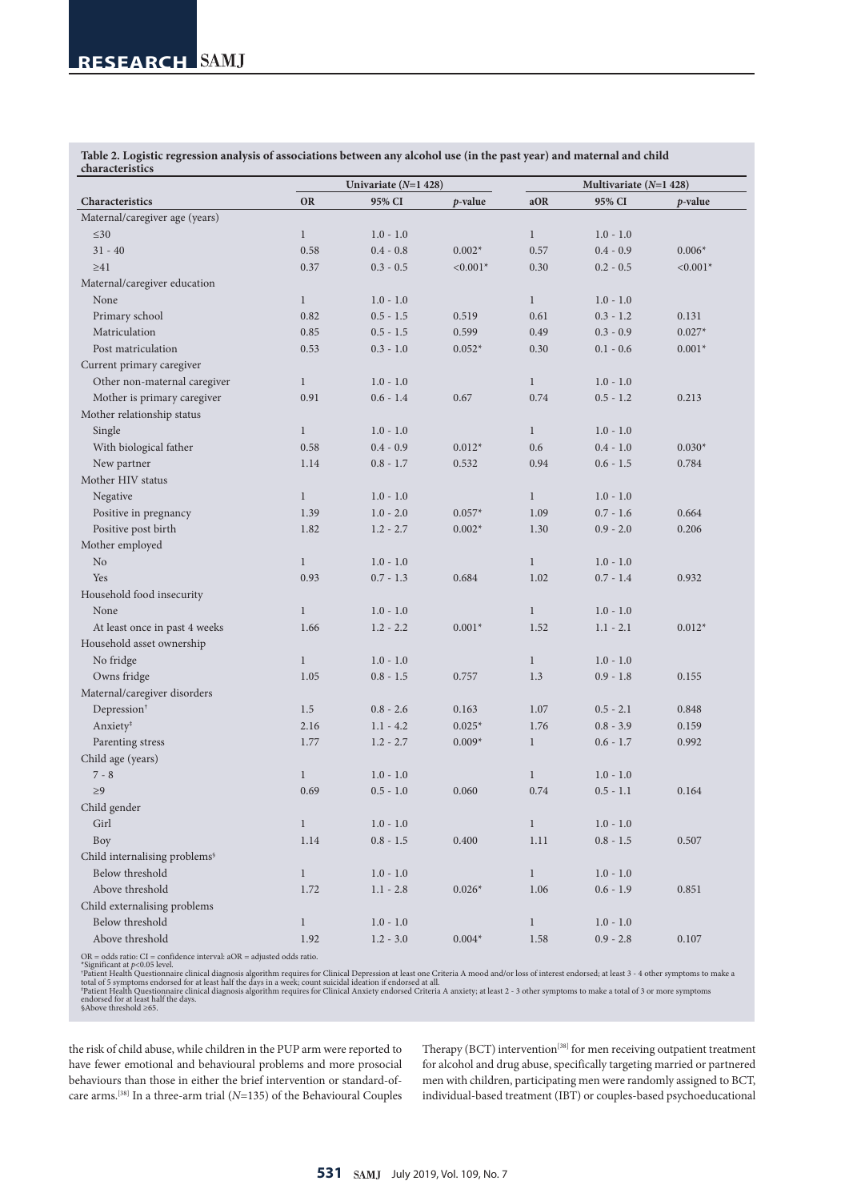**Table 2. Logistic regression analysis of associations between any alcohol use (in the past year) and maternal and child characteristics**

| | Univariate (*N*=1 428) | | | Multivariate (*N*=1 428) | | |
|---|---|---|---|---|---|---|
| **Characteristics** | **OR** | **95% CI** | ***p*-value** | **aOR** | **95% CI** | ***p*-value** |
| Maternal/caregiver age (years) | | | | | | |
| ≤30 | 1 | 1.0 - 1.0 | | 1 | 1.0 - 1.0 | |
| 31 - 40 | 0.58 | 0.4 - 0.8 | 0.002* | 0.57 | 0.4 - 0.9 | 0.006* |
| ≥41 | 0.37 | 0.3 - 0.5 | <0.001* | 0.30 | 0.2 - 0.5 | <0.001* |
| Maternal/caregiver education | | | | | | |
| None | 1 | 1.0 - 1.0 | | 1 | 1.0 - 1.0 | |
| Primary school | 0.82 | 0.5 - 1.5 | 0.519 | 0.61 | 0.3 - 1.2 | 0.131 |
| Matriculation | 0.85 | 0.5 - 1.5 | 0.599 | 0.49 | 0.3 - 0.9 | 0.027* |
| Post matriculation | 0.53 | 0.3 - 1.0 | 0.052* | 0.30 | 0.1 - 0.6 | 0.001* |
| Current primary caregiver | | | | | | |
| Other non-maternal caregiver | 1 | 1.0 - 1.0 | | 1 | 1.0 - 1.0 | |
| Mother is primary caregiver | 0.91 | 0.6 - 1.4 | 0.67 | 0.74 | 0.5 - 1.2 | 0.213 |
| Mother relationship status | | | | | | |
| Single | 1 | 1.0 - 1.0 | | 1 | 1.0 - 1.0 | |
| With biological father | 0.58 | 0.4 - 0.9 | 0.012* | 0.6 | 0.4 - 1.0 | 0.030* |
| New partner | 1.14 | 0.8 - 1.7 | 0.532 | 0.94 | 0.6 - 1.5 | 0.784 |
| Mother HIV status | | | | | | |
| Negative | 1 | 1.0 - 1.0 | | 1 | 1.0 - 1.0 | |
| Positive in pregnancy | 1.39 | 1.0 - 2.0 | 0.057* | 1.09 | 0.7 - 1.6 | 0.664 |
| Positive post birth | 1.82 | 1.2 - 2.7 | 0.002* | 1.30 | 0.9 - 2.0 | 0.206 |
| Mother employed | | | | | | |
| No | 1 | 1.0 - 1.0 | | 1 | 1.0 - 1.0 | |
| Yes | 0.93 | 0.7 - 1.3 | 0.684 | 1.02 | 0.7 - 1.4 | 0.932 |
| Household food insecurity | | | | | | |
| None | 1 | 1.0 - 1.0 | | 1 | 1.0 - 1.0 | |
| At least once in past 4 weeks | 1.66 | 1.2 - 2.2 | 0.001* | 1.52 | 1.1 - 2.1 | 0.012* |
| Household asset ownership | | | | | | |
| No fridge | 1 | 1.0 - 1.0 | | 1 | 1.0 - 1.0 | |
| Owns fridge | 1.05 | 0.8 - 1.5 | 0.757 | 1.3 | 0.9 - 1.8 | 0.155 |
| Maternal/caregiver disorders | | | | | | |
| Depression† | 1.5 | 0.8 - 2.6 | 0.163 | 1.07 | 0.5 - 2.1 | 0.848 |
| Anxiety‡ | 2.16 | 1.1 - 4.2 | 0.025* | 1.76 | 0.8 - 3.9 | 0.159 |
| Parenting stress | 1.77 | 1.2 - 2.7 | 0.009* | 1 | 0.6 - 1.7 | 0.992 |
| Child age (years) | | | | | | |
| 7 - 8 | 1 | 1.0 - 1.0 | | 1 | 1.0 - 1.0 | |
| ≥9 | 0.69 | 0.5 - 1.0 | 0.060 | 0.74 | 0.5 - 1.1 | 0.164 |
| Child gender | | | | | | |
| Girl | 1 | 1.0 - 1.0 | | 1 | 1.0 - 1.0 | |
| Boy | 1.14 | 0.8 - 1.5 | 0.400 | 1.11 | 0.8 - 1.5 | 0.507 |
| Child internalising problems§ | | | | | | |
| Below threshold | 1 | 1.0 - 1.0 | | 1 | 1.0 - 1.0 | |
| Above threshold | 1.72 | 1.1 - 2.8 | 0.026* | 1.06 | 0.6 - 1.9 | 0.851 |
| Child externalising problems | | | | | | |
| Below threshold | 1 | 1.0 - 1.0 | | 1 | 1.0 - 1.0 | |
| Above threshold | 1.92 | 1.2 - 3.0 | 0.004* | 1.58 | 0.9 - 2.8 | 0.107 |

OR = odds ratio; CI = confidence interval; aOR = adjusted odds ratio.
*Significant at $p$<0.05 level.
†Patient Health Questionnaire clinical diagnosis algorithm requires for Clinical Depression at least one Criteria A mood and/or loss of interest endorsed; at least 3 - 4 other symptoms to make a total of 5 symptoms endorsed for at least half the days in a week; count suicidal ideation if endorsed at all.
‡Patient Health Questionnaire clinical diagnosis algorithm requires for Clinical Anxiety endorsed Criteria A anxiety; at least 2 - 3 other symptoms to make a total of 3 or more symptoms endorsed for at least half the days.
§Above threshold ≥65.

the risk of child abuse, while children in the PUP arm were reported to have fewer emotional and behavioural problems and more prosocial behaviours than those in either the brief intervention or standard-of-care arms.[38] In a three-arm trial (*N*=135) of the Behavioural Couples Therapy (BCT) intervention[38] for men receiving outpatient treatment for alcohol and drug abuse, specifically targeting married or partnered men with children, participating men were randomly assigned to BCT, individual-based treatment (IBT) or couples-based psychoeducational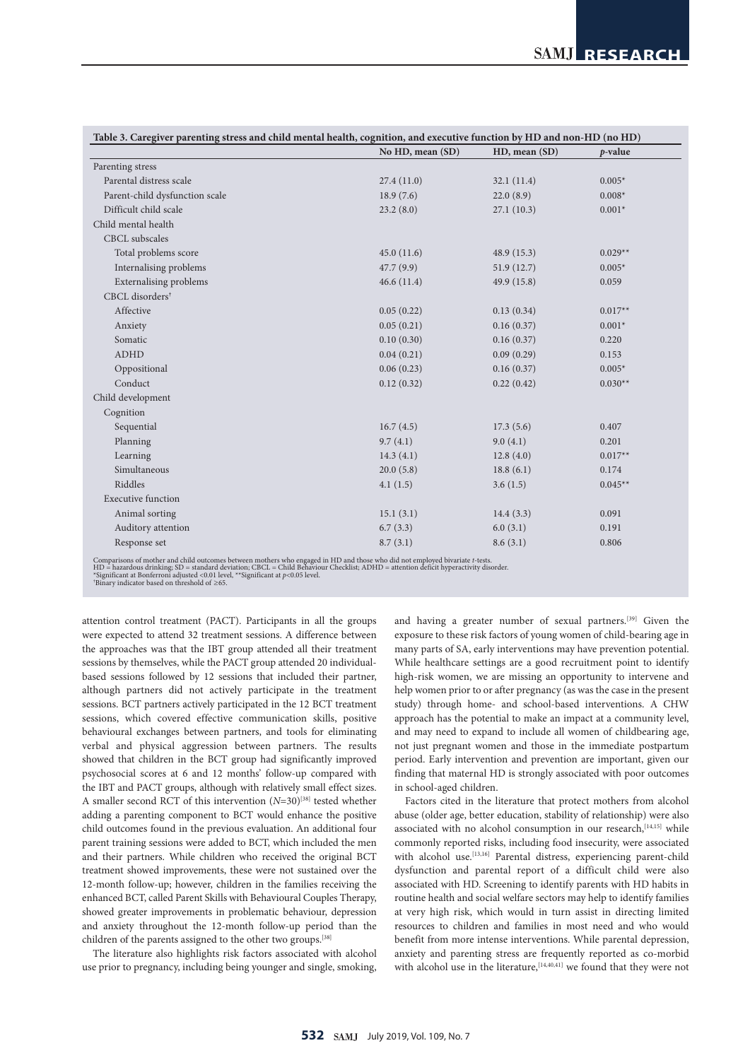**Table 3. Caregiver parenting stress and child mental health, cognition, and executive function by HD and non-HD (no HD)**

| | No HD, mean (SD) | HD, mean (SD) | *p*-value |
|---|---|---|---|
| Parenting stress | | | |
| Parental distress scale | 27.4 (11.0) | 32.1 (11.4) | 0.005* |
| Parent-child dysfunction scale | 18.9 (7.6) | 22.0 (8.9) | 0.008* |
| Difficult child scale | 23.2 (8.0) | 27.1 (10.3) | 0.001* |
| Child mental health | | | |
| CBCL subscales | | | |
| Total problems score | 45.0 (11.6) | 48.9 (15.3) | 0.029** |
| Internalising problems | 47.7 (9.9) | 51.9 (12.7) | 0.005* |
| Externalising problems | 46.6 (11.4) | 49.9 (15.8) | 0.059 |
| CBCL disorders† | | | |
| Affective | 0.05 (0.22) | 0.13 (0.34) | 0.017** |
| Anxiety | 0.05 (0.21) | 0.16 (0.37) | 0.001* |
| Somatic | 0.10 (0.30) | 0.16 (0.37) | 0.220 |
| ADHD | 0.04 (0.21) | 0.09 (0.29) | 0.153 |
| Oppositional | 0.06 (0.23) | 0.16 (0.37) | 0.005* |
| Conduct | 0.12 (0.32) | 0.22 (0.42) | 0.030** |
| Child development | | | |
| Cognition | | | |
| Sequential | 16.7 (4.5) | 17.3 (5.6) | 0.407 |
| Planning | 9.7 (4.1) | 9.0 (4.1) | 0.201 |
| Learning | 14.3 (4.1) | 12.8 (4.0) | 0.017** |
| Simultaneous | 20.0 (5.8) | 18.8 (6.1) | 0.174 |
| Riddles | 4.1 (1.5) | 3.6 (1.5) | 0.045** |
| Executive function | | | |
| Animal sorting | 15.1 (3.1) | 14.4 (3.3) | 0.091 |
| Auditory attention | 6.7 (3.3) | 6.0 (3.1) | 0.191 |
| Response set | 8.7 (3.1) | 8.6 (3.1) | 0.806 |

Comparisons of mother and child outcomes between mothers who engaged in HD and those who did not employed bivariate *t*-tests.
HD = hazardous drinking; SD = standard deviation; CBCL = Child Behaviour Checklist; ADHD = attention deficit hyperactivity disorder.
*Significant at Bonferroni adjusted <0.01 level, **Significant at *p*<0.05 level.
†Binary indicator based on threshold of ≥65.

attention control treatment (PACT). Participants in all the groups were expected to attend 32 treatment sessions. A difference between the approaches was that the IBT group attended all their treatment sessions by themselves, while the PACT group attended 20 individual-based sessions followed by 12 sessions that included their partner, although partners did not actively participate in the treatment sessions. BCT partners actively participated in the 12 BCT treatment sessions, which covered effective communication skills, positive behavioural exchanges between partners, and tools for eliminating verbal and physical aggression between partners. The results showed that children in the BCT group had significantly improved psychosocial scores at 6 and 12 months' follow-up compared with the IBT and PACT groups, although with relatively small effect sizes. A smaller second RCT of this intervention (*N*=30)[38] tested whether adding a parenting component to BCT would enhance the positive child outcomes found in the previous evaluation. An additional four parent training sessions were added to BCT, which included the men and their partners. While children who received the original BCT treatment showed improvements, these were not sustained over the 12-month follow-up; however, children in the families receiving the enhanced BCT, called Parent Skills with Behavioural Couples Therapy, showed greater improvements in problematic behaviour, depression and anxiety throughout the 12-month follow-up period than the children of the parents assigned to the other two groups.[38]

The literature also highlights risk factors associated with alcohol use prior to pregnancy, including being younger and single, smoking, and having a greater number of sexual partners.[39] Given the exposure to these risk factors of young women of child-bearing age in many parts of SA, early interventions may have prevention potential. While healthcare settings are a good recruitment point to identify high-risk women, we are missing an opportunity to intervene and help women prior to or after pregnancy (as was the case in the present study) through home- and school-based interventions. A CHW approach has the potential to make an impact at a community level, and may need to expand to include all women of childbearing age, not just pregnant women and those in the immediate postpartum period. Early intervention and prevention are important, given our finding that maternal HD is strongly associated with poor outcomes in school-aged children.

Factors cited in the literature that protect mothers from alcohol abuse (older age, better education, stability of relationship) were also associated with no alcohol consumption in our research,[14,15] while commonly reported risks, including food insecurity, were associated with alcohol use.[13,16] Parental distress, experiencing parent-child dysfunction and parental report of a difficult child were also associated with HD. Screening to identify parents with HD habits in routine health and social welfare sectors may help to identify families at very high risk, which would in turn assist in directing limited resources to children and families in most need and who would benefit from more intense interventions. While parental depression, anxiety and parenting stress are frequently reported as co-morbid with alcohol use in the literature,[14,40,41] we found that they were not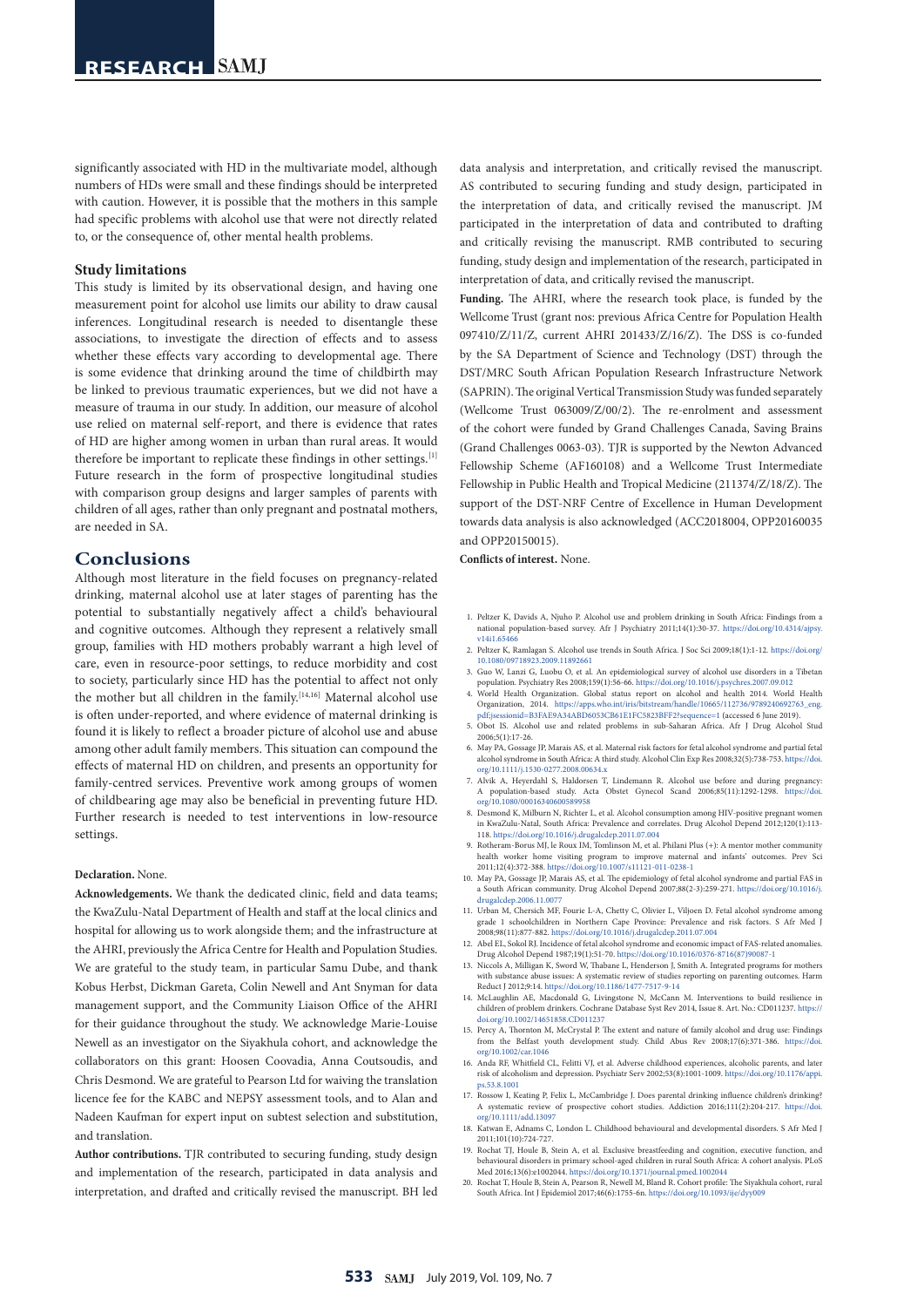significantly associated with HD in the multivariate model, although numbers of HDs were small and these findings should be interpreted with caution. However, it is possible that the mothers in this sample had specific problems with alcohol use that were not directly related to, or the consequence of, other mental health problems.

### Study limitations

This study is limited by its observational design, and having one measurement point for alcohol use limits our ability to draw causal inferences. Longitudinal research is needed to disentangle these associations, to investigate the direction of effects and to assess whether these effects vary according to developmental age. There is some evidence that drinking around the time of childbirth may be linked to previous traumatic experiences, but we did not have a measure of trauma in our study. In addition, our measure of alcohol use relied on maternal self-report, and there is evidence that rates of HD are higher among women in urban than rural areas. It would therefore be important to replicate these findings in other settings.[1] Future research in the form of prospective longitudinal studies with comparison group designs and larger samples of parents with children of all ages, rather than only pregnant and postnatal mothers, are needed in SA.

## Conclusions

Although most literature in the field focuses on pregnancy-related drinking, maternal alcohol use at later stages of parenting has the potential to substantially negatively affect a child's behavioural and cognitive outcomes. Although they represent a relatively small group, families with HD mothers probably warrant a high level of care, even in resource-poor settings, to reduce morbidity and cost to society, particularly since HD has the potential to affect not only the mother but all children in the family.[14,16] Maternal alcohol use is often under-reported, and where evidence of maternal drinking is found it is likely to reflect a broader picture of alcohol use and abuse among other adult family members. This situation can compound the effects of maternal HD on children, and presents an opportunity for family-centred services. Preventive work among groups of women of childbearing age may also be beneficial in preventing future HD. Further research is needed to test interventions in low-resource settings.

**Declaration.** None.

**Acknowledgements.** We thank the dedicated clinic, field and data teams; the KwaZulu-Natal Department of Health and staff at the local clinics and the hospital for allowing us to work alongside them; and the infrastructure at the AHRI, previously the Africa Centre for Health and Population Studies. We are grateful to the study team, in particular Samu Dube, and thank Kobus Herbst, Dickman Gareta, Colin Newell and Ant Snyman for data management support, and the Community Liaison Office of the AHRI for their guidance throughout the study. We acknowledge Marie-Louise Newell as an investigator on the Siyakhula cohort, and acknowledge the collaborators on this grant: Hoosen Coovadia, Anna Coutsoudis, and Chris Desmond. We are grateful to Pearson Ltd for waiving the translation licence fee for the KABC and NEPSY assessment tools, and to Alan and Nadeen Kaufman for expert input on subtest selection and substitution, and translation.

**Author contributions.** TJR contributed to securing funding, study design and implementation of the research, participated in data analysis and interpretation, and drafted and critically revised the manuscript. BH led data analysis and interpretation, and critically revised the manuscript. AS contributed to securing funding and study design, participated in the interpretation of data, and critically revised the manuscript. JM participated in the interpretation of data and contributed to drafting and critically revising the manuscript. RMB contributed to securing funding, study design and implementation of the research, participated in interpretation of data, and critically revised the manuscript.

**Funding.** The AHRI, where the research took place, is funded by the Wellcome Trust (grant nos: previous Africa Centre for Population Health 097410/Z/11/Z, current AHRI 201433/Z/16/Z). The DSS is co-funded by the SA Department of Science and Technology (DST) through the DST/MRC South African Population Research Infrastructure Network (SAPRIN). The original Vertical Transmission Study was funded separately (Wellcome Trust 063009/Z/00/2). The re-enrolment and assessment of the cohort were funded by Grand Challenges Canada, Saving Brains (Grand Challenges 0063-03). TJR is supported by the Newton Advanced Fellowship Scheme (AF160108) and a Wellcome Trust Intermediate Fellowship in Public Health and Tropical Medicine (211374/Z/18/Z). The support of the DST-NRF Centre of Excellence in Human Development towards data analysis is also acknowledged (ACC2018004, OPP20160035 and OPP20150015).

**Conflicts of interest.** None.

1. Peltzer K, Davids A, Njuho P. Alcohol use and problem drinking in South Africa: Findings from a national population-based survey. Afr J Psychiatry 2011;14(1):30-37. https://doi.org/10.4314/ajpsy.v14i1.65466
2. Peltzer K, Ramlagan S. Alcohol use trends in South Africa. J Soc Sci 2009;18(1):1-12. https://doi.org/10.1080/09718923.2009.11892661
3. Guo W, Lanzi G, Luobu O, et al. An epidemiological survey of alcohol use disorders in a Tibetan population. Psychiatry Res 2008;159(1):56-66. https://doi.org/10.1016/j.psychres.2007.09.012
4. World Health Organization. Global status report on alcohol and health 2014. World Health Organization, 2014. https://apps.who.int/iris/bitstream/handle/10665/112736/9789240692763_eng.pdf;jsessionid=B3FAE9A34ABD6053CB61E1FC5823BFF2?sequence=1 (accessed 6 June 2019).
5. Obot IS. Alcohol use and related problems in sub-Saharan Africa. Afr J Drug Alcohol Stud 2006;5(1):17-26.
6. May PA, Gossage JP, Marais AS, et al. Maternal risk factors for fetal alcohol syndrome and partial fetal alcohol syndrome in South Africa: A third study. Alcohol Clin Exp Res 2008;32(5):738-753. https://doi.org/10.1111/j.1530-0277.2008.00634.x
7. Alvik A, Heyerdahl S, Haldorsen T, Lindemann R. Alcohol use before and during pregnancy: A population-based study. Acta Obstet Gynecol Scand 2006;85(11):1292-1298. https://doi.org/10.1080/00016340600589958
8. Desmond K, Milburn N, Richter L, et al. Alcohol consumption among HIV-positive pregnant women in KwaZulu-Natal, South Africa: Prevalence and correlates. Drug Alcohol Depend 2012;120(1):113-118. https://doi.org/10.1016/j.drugalcdep.2011.07.004
9. Rotheram-Borus MJ, le Roux IM, Tomlinson M, et al. Philani Plus (+): A mentor mother community health worker home visiting program to improve maternal and infants' outcomes. Prev Sci 2011;12(4):372-388. https://doi.org/10.1007/s11121-011-0238-1
10. May PA, Gossage JP, Marais AS, et al. The epidemiology of fetal alcohol syndrome and partial FAS in a South African community. Drug Alcohol Depend 2007;88(2-3):259-271. https://doi.org/10.1016/j.drugalcdep.2006.11.0077
11. Urban M, Chersich MF, Fourie L-A, Chetty C, Olivier L, Viljoen D. Fetal alcohol syndrome among grade 1 schoolchildren in Northern Cape Province: Prevalence and risk factors. S Afr Med J 2008;98(11):877-882. https://doi.org/10.1016/j.drugalcdep.2011.07.004
12. Abel EL, Sokol RJ. Incidence of fetal alcohol syndrome and economic impact of FAS-related anomalies. Drug Alcohol Depend 1987;19(1):51-70. https://doi.org/10.1016/0376-8716(87)90087-1
13. Niccols A, Milligan K, Sword W, Thabane L, Henderson J, Smith A. Integrated programs for mothers with substance abuse issues: A systematic review of studies reporting on parenting outcomes. Harm Reduct J 2012;9:14. https://doi.org/10.1186/1477-7517-9-14
14. McLaughlin AE, Macdonald G, Livingstone N, McCann M. Interventions to build resilience in children of problem drinkers. Cochrane Database Syst Rev 2014, Issue 8. Art. No.: CD011237. https://doi.org/10.1002/14651858.CD011237
15. Percy A, Thornton M, McCrystal P. The extent and nature of family alcohol and drug use: Findings from the Belfast youth development study. Child Abus Rev 2008;17(6):371-386. https://doi.org/10.1002/car.1046
16. Anda RF, Whitfield CL, Felitti VJ, et al. Adverse childhood experiences, alcoholic parents, and later risk of alcoholism and depression. Psychiatr Serv 2002;53(8):1001-1009. https://doi.org/10.1176/appi.ps.53.8.1001
17. Rossow I, Keating P, Felix L, McCambridge J. Does parental drinking influence children's drinking? A systematic review of prospective cohort studies. Addiction 2016;111(2):204-217. https://doi.org/10.1111/add.13097
18. Katwan E, Adnams C, London L. Childhood behavioural and developmental disorders. S Afr Med J 2011;101(10):724-727.
19. Rochat TJ, Houle B, Stein A, et al. Exclusive breastfeeding and cognition, executive function, and behavioural disorders in primary school-aged children in rural South Africa: A cohort analysis. PLoS Med 2016;13(6):e1002044. https://doi.org/10.1371/journal.pmed.1002044
20. Rochat T, Houle B, Stein A, Pearson R, Newell M, Bland R. Cohort profile: The Siyakhula cohort, rural South Africa. Int J Epidemiol 2017;46(6):1755-6n. https://doi.org/10.1093/ije/dyy009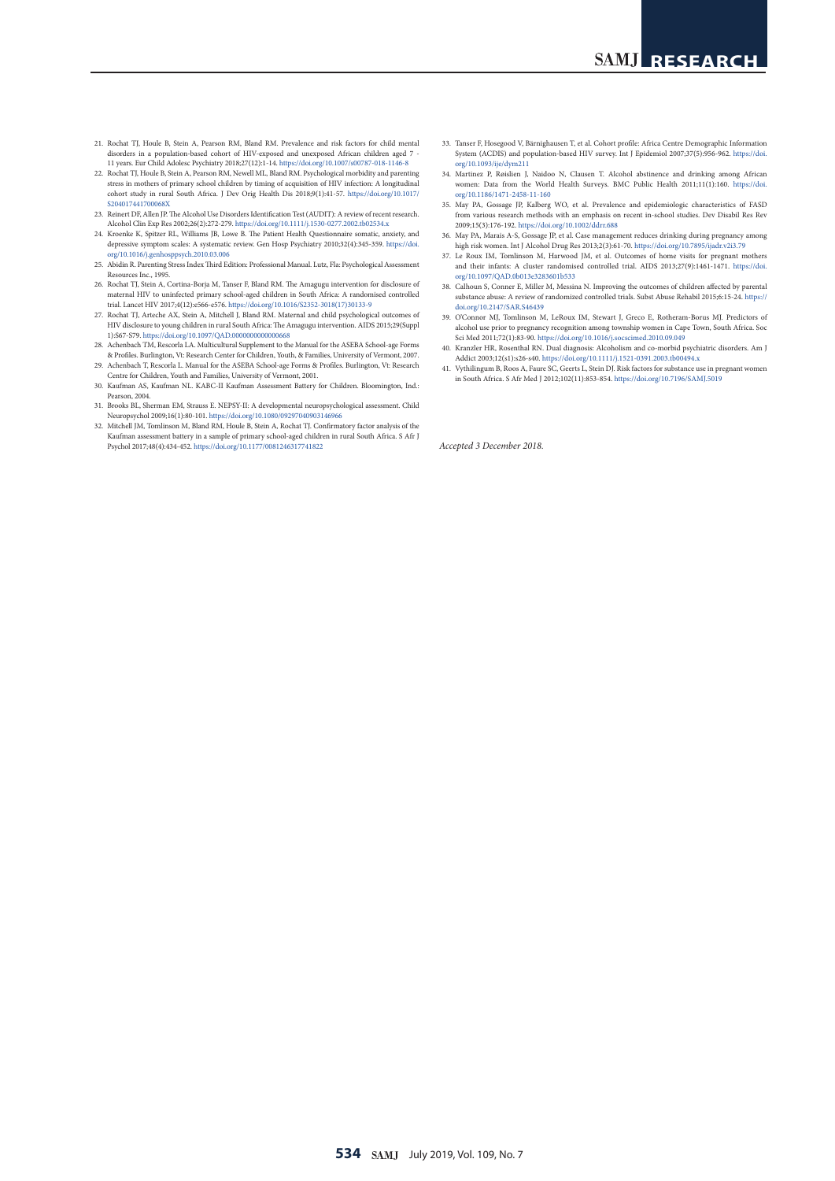21. Rochat TJ, Houle B, Stein A, Pearson RM, Bland RM. Prevalence and risk factors for child mental disorders in a population-based cohort of HIV-exposed and unexposed African children aged 7 - 11 years. Eur Child Adolesc Psychiatry 2018;27(12):1-14. https://doi.org/10.1007/s00787-018-1146-8
22. Rochat TJ, Houle B, Stein A, Pearson RM, Newell ML, Bland RM. Psychological morbidity and parenting stress in mothers of primary school children by timing of acquisition of HIV infection: A longitudinal cohort study in rural South Africa. J Dev Orig Health Dis 2018;9(1):41-57. https://doi.org/10.1017/S204017441700068X
23. Reinert DF, Allen JP. The Alcohol Use Disorders Identification Test (AUDIT): A review of recent research. Alcohol Clin Exp Res 2002;26(2):272-279. https://doi.org/10.1111/j.1530-0277.2002.tb02534.x
24. Kroenke K, Spitzer RL, Williams JB, Lowe B. The Patient Health Questionnaire somatic, anxiety, and depressive symptom scales: A systematic review. Gen Hosp Psychiatry 2010;32(4):345-359. https://doi.org/10.1016/j.genhosppsych.2010.03.006
25. Abidin R. Parenting Stress Index Third Edition: Professional Manual. Lutz, Fla: Psychological Assessment Resources Inc., 1995.
26. Rochat TJ, Stein A, Cortina-Borja M, Tanser F, Bland RM. The Amagugu intervention for disclosure of maternal HIV to uninfected primary school-aged children in South Africa: A randomised controlled trial. Lancet HIV 2017;4(12):e566-e576. https://doi.org/10.1016/S2352-3018(17)30133-9
27. Rochat TJ, Arteche AX, Stein A, Mitchell J, Bland RM. Maternal and child psychological outcomes of HIV disclosure to young children in rural South Africa: The Amagugu intervention. AIDS 2015;29(Suppl 1):S67-S79. https://doi.org/10.1097/QAD.0000000000000668
28. Achenbach TM, Rescorla LA. Multicultural Supplement to the Manual for the ASEBA School-age Forms & Profiles. Burlington, Vt: Research Center for Children, Youth, & Families, University of Vermont, 2007.
29. Achenbach T, Rescorla L. Manual for the ASEBA School-age Forms & Profiles. Burlington, Vt: Research Centre for Children, Youth and Families, University of Vermont, 2001.
30. Kaufman AS, Kaufman NL. KABC-II Kaufman Assessment Battery for Children. Bloomington, Ind.: Pearson, 2004.
31. Brooks BL, Sherman EM, Strauss E. NEPSY-II: A developmental neuropsychological assessment. Child Neuropsychol 2009;16(1):80-101. https://doi.org/10.1080/09297040903146966
32. Mitchell JM, Tomlinson M, Bland RM, Houle B, Stein A, Rochat TJ. Confirmatory factor analysis of the Kaufman assessment battery in a sample of primary school-aged children in rural South Africa. S Afr J Psychol 2017;48(4):434-452. https://doi.org/10.1177/0081246317741822
33. Tanser F, Hosegood V, Bärnighausen T, et al. Cohort profile: Africa Centre Demographic Information System (ACDIS) and population-based HIV survey. Int J Epidemiol 2007;37(5):956-962. https://doi.org/10.1093/ije/dym211
34. Martinez P, Røislien J, Naidoo N, Clausen T. Alcohol abstinence and drinking among African women: Data from the World Health Surveys. BMC Public Health 2011;11(1):160. https://doi.org/10.1186/1471-2458-11-160
35. May PA, Gossage JP, Kalberg WO, et al. Prevalence and epidemiologic characteristics of FASD from various research methods with an emphasis on recent in-school studies. Dev Disabil Res Rev 2009;15(3):176-192. https://doi.org/10.1002/ddrr.688
36. May PA, Marais A-S, Gossage JP, et al. Case management reduces drinking during pregnancy among high risk women. Int J Alcohol Drug Res 2013;2(3):61-70. https://doi.org/10.7895/ijadr.v2i3.79
37. Le Roux IM, Tomlinson M, Harwood JM, et al. Outcomes of home visits for pregnant mothers and their infants: A cluster randomised controlled trial. AIDS 2013;27(9):1461-1471. https://doi.org/10.1097/QAD.0b013e3283601b53
38. Calhoun S, Conner E, Miller M, Messina N. Improving the outcomes of children affected by parental substance abuse: A review of randomized controlled trials. Subst Abuse Rehabil 2015;6:15-24. https://doi.org/10.2147/SAR.S46439
39. O'Connor MJ, Tomlinson M, LeRoux IM, Stewart J, Greco E, Rotheram-Borus MJ. Predictors of alcohol use prior to pregnancy recognition among township women in Cape Town, South Africa. Soc Sci Med 2011;72(1):83-90. https://doi.org/10.1016/j.socscimed.2010.09.049
40. Kranzler HR, Rosenthal RN. Dual diagnosis: Alcoholism and co-morbid psychiatric disorders. Am J Addict 2003;12(s1):s26-s40. https://doi.org/10.1111/j.1521-0391.2003.tb00494.x
41. Vythilingum B, Roos A, Faure SC, Geerts L, Stein DJ. Risk factors for substance use in pregnant women in South Africa. S Afr Med J 2012;102(11):853-854. https://doi.org/10.7196/SAMJ.5019

*Accepted 3 December 2018.*